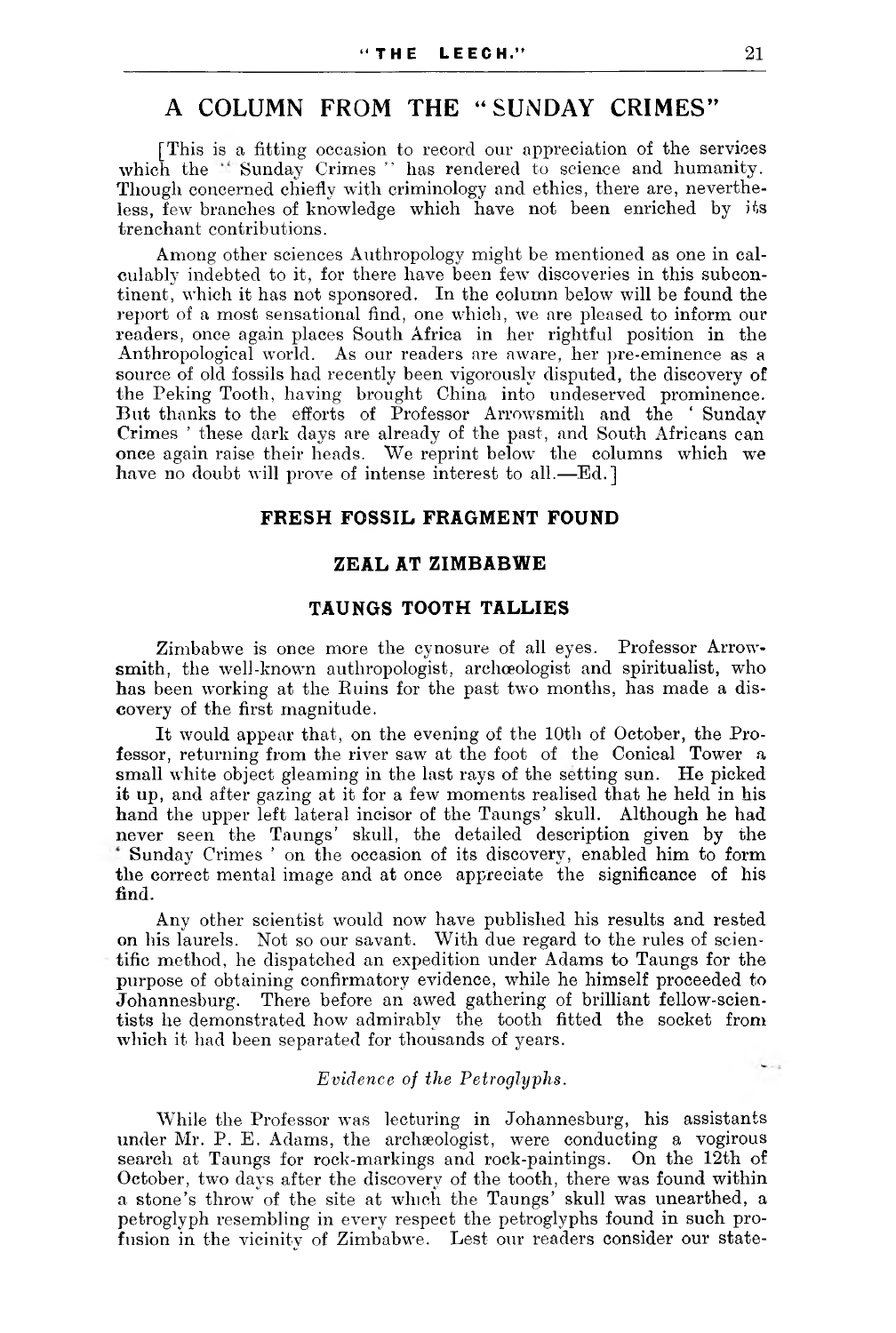# A COLUMN FROM THE "SUNDAY CRIMES"

[This is a fitting occasion to record our appreciation of the services which the "Sunday Crimes" has rendered to science and humanity. Though concerned chiefly with criminology and ethics, there are, nevertheless, few branches of knowledge which have not been enriched by its trenchant contributions.

Among other sciences Authropology might be mentioned as one incalculably indebted to it, for there have been few discoveries in this subcontinent, which it has not sponsored. In the column below will be found the report of a most sensational find, one which, we are pleased to inform our readers, once again places South Africa in her rightful position in the Anthropological world. As our readers are aware, her pre-eminence as a source of old fossils had recently been vigorously disputed, the discovery of the Peking Tooth, having brought China into undeserved prominence. But thanks to the efforts of Professor Arrowsmith and the 'Sunday Crimes' these dark days are already of the past, and South Africans can once again raise their heads. We reprint below the columns which we have no doubt will prove of intense interest to all.—Ed.]

### FRESH FOSSIL FRAGMENT FOUND

### ZEAL AT ZIMBABWE

### TAUNGS TOOTH TALLIES

Zimbabwe is once more the cynosure of all eyes. Professor Arrowsmith, the well-known authropologist, archæologist and spiritualist, who has been working at the Ruins for the past two months, has made a discovery of the first magnitude.

It would appear that, on the evening of the 10th of October, the Professor, returning from the river saw at the foot of the Conical Tower a small white object gleaming in the last rays of the setting sun. He picked it up, and after gazing at it for a few moments realised that he held in his hand the upper left lateral incisor of the Taungs' skull. Although he had never seen the Taungs' skull, the detailed description given by the 'Sunday Crimes' on the occasion of its discovery, enabled him to form the correct mental image and at once appreciate the significance of his find.

Any other scientist would now have published his results and rested on his laurels. Not so our savant. With due regard to the rules of scientific method, he dispatched an expedition under Adams to Taungs for the purpose of obtaining confirmatory evidence, while he himself proceeded to Johannesburg. There before an awed gathering of brilliant fellow-scientists he demonstrated how admirably the tooth fitted the socket from which it had been separated for thousands of years.

*Evidence of the Petroglyphs.*

While the Professor was lecturing in Johannesburg, his assistants under Mr. P. E. Adams, the archæologist, were conducting a vogirous search at Taungs for rock-markings and rock-paintings. On the 12th of October, two days after the discovery of the tooth, there was found within a stone's throw of the site at which the Taungs' skull was unearthed, a petroglyph resembling in every respect the petroglyphs found in such profusion in the vicinity of Zimbabwe. Lest our readers consider our state-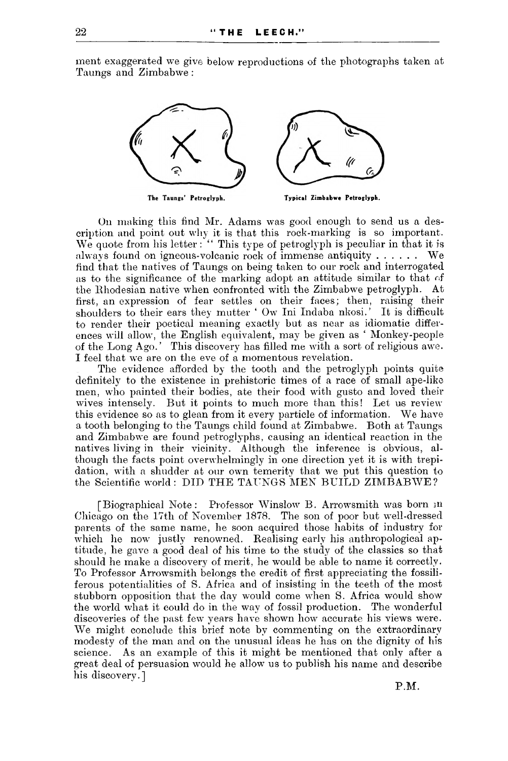ment exaggerated we give below reproductions of the photographs taken at Taungs and Zimbabwe:

The Taungs' Petroglyph.

Typical Zimbabwe Petroglyph.

On making this find Mr. Adams was good enough to send us a description and point out why it is that this rock-marking is so important. We quote from his letter: " This type of petroglyph is peculiar in that it is always found on igneous-volcanic rock of immense antiquity . . . . . . We find that the natives of Taungs on being taken to our rock and interrogated as to the significance of the marking adopt an attitude similar to that of the Rhodesian native when confronted with the Zimbabwe petroglyph. At first, an expression of fear settles on their faces; then, raising their shoulders to their ears they mutter ' Ow Ini Indaba nkosi.' It is difficult to render their poetical meaning exactly but as near as idiomatic differences will allow, the English equivalent, may be given as ' Monkey-people of the Long Ago.' This discovery has filled me with a sort of religious awe. I feel that we are on the eve of a momentous revelation.

The evidence afforded by the tooth and the petroglyph points quite definitely to the existence in prehistoric times of a race of small ape-like men, who painted their bodies, ate their food with gusto and loved their wives intensely. But it points to much more than this! Let us review this evidence so as to glean from it every particle of information. We have a tooth belonging to the Taungs child found at Zimbabwe. Both at Taungs and Zimbabwe are found petroglyphs, causing an identical reaction in the natives living in their vicinity. Although the inference is obvious, although the facts point overwhelmingly in one direction yet it is with trepidation, with a shudder at our own temerity that we put this question to the Scientific world: DID THE TAUNGS MEN BUILD ZIMBABWE?

[Biographical Note: Professor Winslow B. Arrowsmith was born in Chicago on the 17th of November 1878. The son of poor but well-dressed parents of the same name, he soon acquired those habits of industry for which he now justly renowned. Realising early his anthropological aptitude, he gave a good deal of his time to the study of the classics so that should he make a discovery of merit, he would be able to name it correctly. To Professor Arrowsmith belongs the credit of first appreciating the fossiliferous potentialities of S. Africa and of insisting in the teeth of the most stubborn opposition that the day would come when S. Africa would show the world what it could do in the way of fossil production. The wonderful discoveries of the past few years have shown how accurate his views were. We might conclude this brief note by commenting on the extraordinary modesty of the man and on the unusual ideas he has on the dignity of his science. As an example of this it might be mentioned that only after a great deal of persuasion would he allow us to publish his name and describe his discovery.]

P.M.